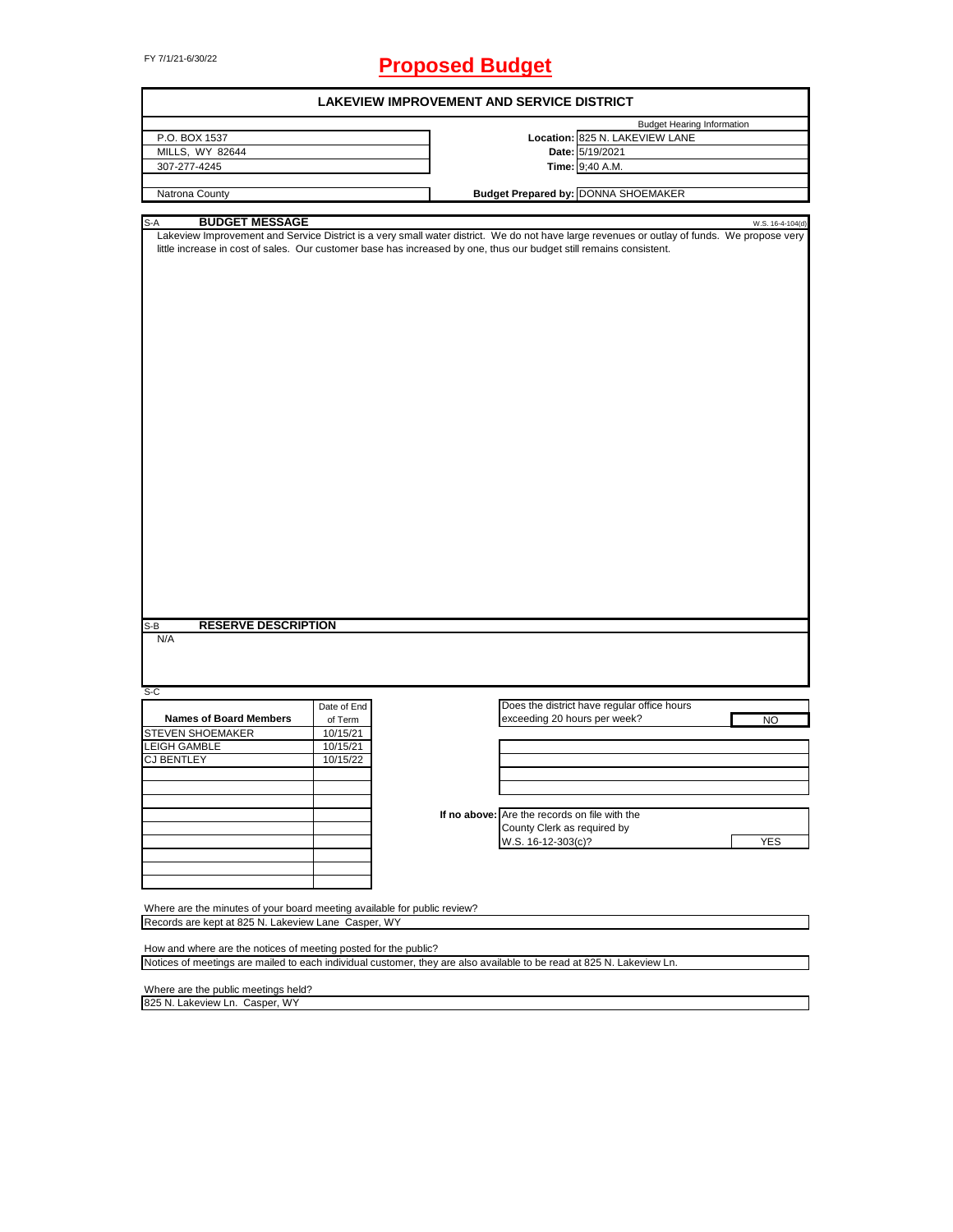FY 7/1/21-6/30/22

# Proposed Budget

## LAKEVIEW IMPROVEMENT AND SERVICE DISTRICT

| | Budget Hearing Information | |
|---|---|---|
| P.O. BOX 1537 | **Location:** | 825 N. LAKEVIEW LANE |
| MILLS, WY 82644 | **Date:** | 5/19/2021 |
| 307-277-4245 | **Time:** | 9;40 A.M. |
| Natrona County | **Budget Prepared by:** | DONNA SHOEMAKER |

### S-A BUDGET MESSAGE

W.S. 16-4-104(d)

Lakeview Improvement and Service District is a very small water district. We do not have large revenues or outlay of funds. We propose very little increase in cost of sales. Our customer base has increased by one, thus our budget still remains consistent.

### S-B RESERVE DESCRIPTION

N/A

### S-C

| Names of Board Members | Date of End of Term |
|---|---|
| STEVEN SHOEMAKER | 10/15/21 |
| LEIGH GAMBLE | 10/15/21 |
| CJ BENTLEY | 10/15/22 |

Does the district have regular office hours exceeding 20 hours per week? NO

If no above: Are the records on file with the County Clerk as required by W.S. 16-12-303(c)? YES

Where are the minutes of your board meeting available for public review?
Records are kept at 825 N. Lakeview Lane Casper, WY

How and where are the notices of meeting posted for the public?
Notices of meetings are mailed to each individual customer, they are also available to be read at 825 N. Lakeview Ln.

Where are the public meetings held?
825 N. Lakeview Ln. Casper, WY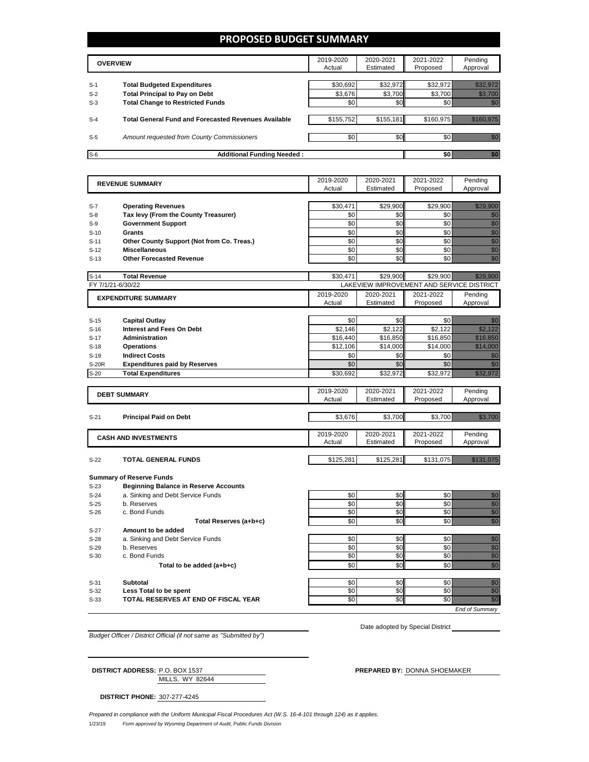# PROPOSED BUDGET SUMMARY

| | OVERVIEW | 2019-2020 Actual | 2020-2021 Estimated | 2021-2022 Proposed | Pending Approval |
|---|---|---|---|---|---|
| S-1 | **Total Budgeted Expenditures** | $30,692 | $32,972 | $32,972 | $32,972 |
| S-2 | **Total Principal to Pay on Debt** | $3,676 | $3,700 | $3,700 | $3,700 |
| S-3 | **Total Change to Restricted Funds** | $0 | $0 | $0 | $0 |
| S-4 | **Total General Fund and Forecasted Revenues Available** | $155,752 | $155,181 | $160,975 | $160,975 |
| S-5 | *Amount requested from County Commissioners* | $0 | $0 | $0 | $0 |
| S-6 | **Additional Funding Needed :** | | | **$0** | $0 |

| | REVENUE SUMMARY | 2019-2020 Actual | 2020-2021 Estimated | 2021-2022 Proposed | Pending Approval |
|---|---|---|---|---|---|
| S-7 | **Operating Revenues** | $30,471 | $29,900 | $29,900 | $29,900 |
| S-8 | **Tax levy (From the County Treasurer)** | $0 | $0 | $0 | $0 |
| S-9 | **Government Support** | $0 | $0 | $0 | $0 |
| S-10 | **Grants** | $0 | $0 | $0 | $0 |
| S-11 | **Other County Support (Not from Co. Treas.)** | $0 | $0 | $0 | $0 |
| S-12 | **Miscellaneous** | $0 | $0 | $0 | $0 |
| S-13 | **Other Forecasted Revenue** | $0 | $0 | $0 | $0 |
| S-14 | **Total Revenue** | $30,471 | $29,900 | $29,900 | $29,900 |

FY 7/1/21-6/30/22 LAKEVIEW IMPROVEMENT AND SERVICE DISTRICT

| | EXPENDITURE SUMMARY | 2019-2020 Actual | 2020-2021 Estimated | 2021-2022 Proposed | Pending Approval |
|---|---|---|---|---|---|
| S-15 | **Capital Outlay** | $0 | $0 | $0 | $0 |
| S-16 | **Interest and Fees On Debt** | $2,146 | $2,122 | $2,122 | $2,122 |
| S-17 | **Administration** | $16,440 | $16,850 | $16,850 | $16,850 |
| S-18 | **Operations** | $12,106 | $14,000 | $14,000 | $14,000 |
| S-19 | **Indirect Costs** | $0 | $0 | $0 | $0 |
| S-20R | **Expenditures paid by Reserves** | $0 | $0 | $0 | $0 |
| S-20 | **Total Expenditures** | $30,692 | $32,972 | $32,972 | $32,972 |

| | DEBT SUMMARY | 2019-2020 Actual | 2020-2021 Estimated | 2021-2022 Proposed | Pending Approval |
|---|---|---|---|---|---|
| S-21 | **Principal Paid on Debt** | $3,676 | $3,700 | $3,700 | $3,700 |

| | CASH AND INVESTMENTS | 2019-2020 Actual | 2020-2021 Estimated | 2021-2022 Proposed | Pending Approval |
|---|---|---|---|---|---|
| S-22 | **TOTAL GENERAL FUNDS** | $125,281 | $125,281 | $131,075 | $131,075 |

**Summary of Reserve Funds**

| | | | | | |
|---|---|---|---|---|---|
| S-23 | **Beginning Balance in Reserve Accounts** | | | | |
| S-24 | a. Sinking and Debt Service Funds | $0 | $0 | $0 | $0 |
| S-25 | b. Reserves | $0 | $0 | $0 | $0 |
| S-26 | c. Bond Funds | $0 | $0 | $0 | $0 |
| | **Total Reserves (a+b+c)** | $0 | $0 | $0 | $0 |
| S-27 | **Amount to be added** | | | | |
| S-28 | a. Sinking and Debt Service Funds | $0 | $0 | $0 | $0 |
| S-29 | b. Reserves | $0 | $0 | $0 | $0 |
| S-30 | c. Bond Funds | $0 | $0 | $0 | $0 |
| | **Total to be added (a+b+c)** | $0 | $0 | $0 | $0 |
| S-31 | **Subtotal** | $0 | $0 | $0 | $0 |
| S-32 | **Less Total to be spent** | $0 | $0 | $0 | $0 |
| S-33 | **TOTAL RESERVES AT END OF FISCAL YEAR** | $0 | $0 | $0 | $0 |

*End of Summary*

*Budget Officer / District Official (if not same as "Submitted by")*

Date adopted by Special District

**DISTRICT ADDRESS:** P.O. BOX 1537
MILLS, WY 82644

**PREPARED BY:** DONNA SHOEMAKER

**DISTRICT PHONE:** 307-277-4245

*Prepared in compliance with the Uniform Municipal Fiscal Procedures Act (W.S. 16-4-101 through 124) as it applies.*

1/23/19 *Form approved by Wyoming Department of Audit, Public Funds Division*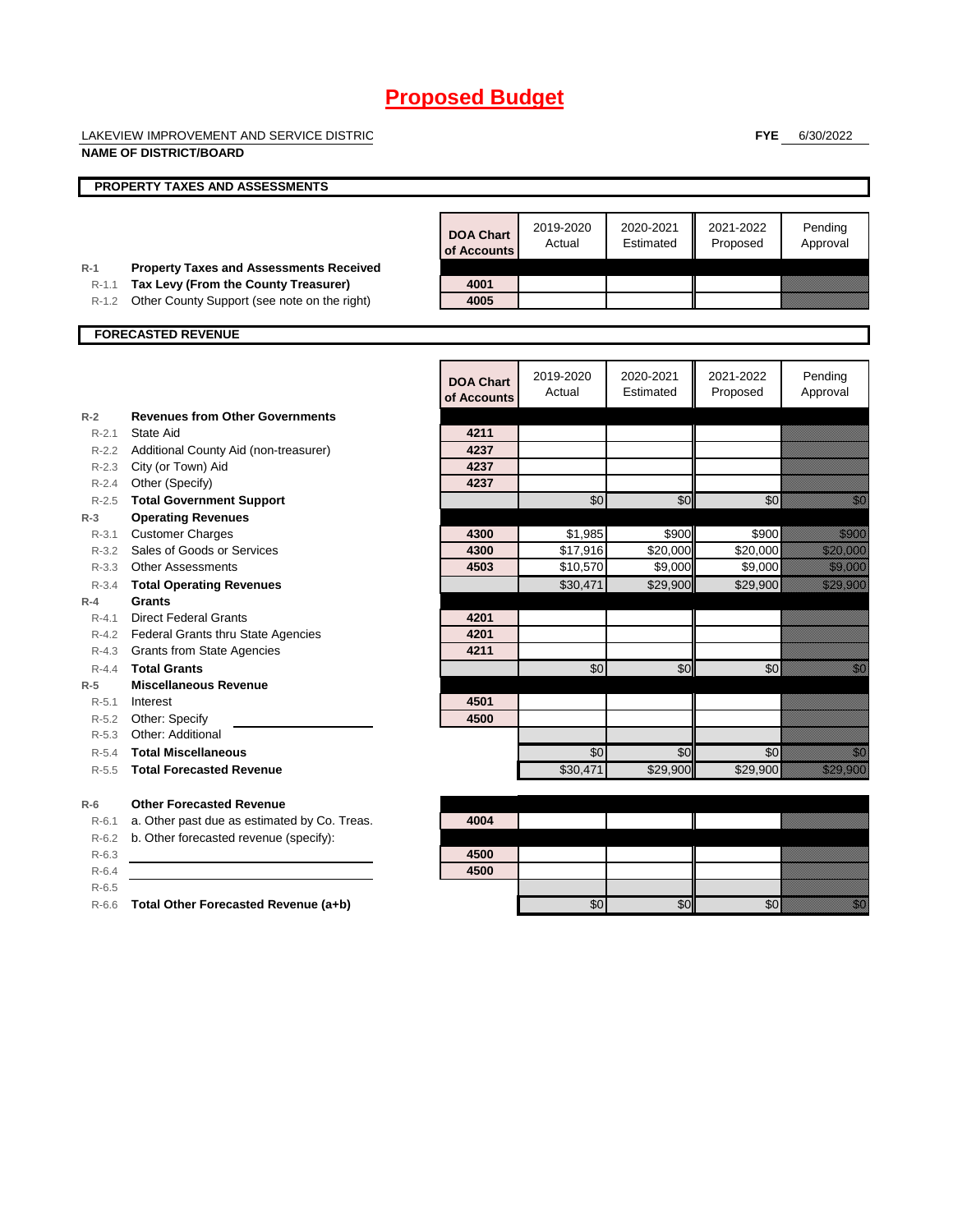# Proposed Budget

LAKEVIEW IMPROVEMENT AND SERVICE DISTRIC

**NAME OF DISTRICT/BOARD**

**FYE** 6/30/2022

## PROPERTY TAXES AND ASSESSMENTS

| | | DOA Chart of Accounts | 2019-2020 Actual | 2020-2021 Estimated | 2021-2022 Proposed | Pending Approval |
|---|---|---|---|---|---|---|
| R-1 | **Property Taxes and Assessments Received** | | | | | |
| R-1.1 | **Tax Levy (From the County Treasurer)** | 4001 | | | | |
| R-1.2 | Other County Support (see note on the right) | 4005 | | | | |

## FORECASTED REVENUE

| | | DOA Chart of Accounts | 2019-2020 Actual | 2020-2021 Estimated | 2021-2022 Proposed | Pending Approval |
|---|---|---|---|---|---|---|
| R-2 | **Revenues from Other Governments** | | | | | |
| R-2.1 | State Aid | 4211 | | | | |
| R-2.2 | Additional County Aid (non-treasurer) | 4237 | | | | |
| R-2.3 | City (or Town) Aid | 4237 | | | | |
| R-2.4 | Other (Specify) | 4237 | | | | |
| R-2.5 | **Total Government Support** | | $0 | $0 | $0 | $0 |
| R-3 | **Operating Revenues** | | | | | |
| R-3.1 | Customer Charges | 4300 | $1,985 | $900 | $900 | $900 |
| R-3.2 | Sales of Goods or Services | 4300 | $17,916 | $20,000 | $20,000 | $20,000 |
| R-3.3 | Other Assessments | 4503 | $10,570 | $9,000 | $9,000 | $9,000 |
| R-3.4 | **Total Operating Revenues** | | $30,471 | $29,900 | $29,900 | $29,900 |
| R-4 | **Grants** | | | | | |
| R-4.1 | Direct Federal Grants | 4201 | | | | |
| R-4.2 | Federal Grants thru State Agencies | 4201 | | | | |
| R-4.3 | Grants from State Agencies | 4211 | | | | |
| R-4.4 | **Total Grants** | | $0 | $0 | $0 | $0 |
| R-5 | **Miscellaneous Revenue** | | | | | |
| R-5.1 | Interest | 4501 | | | | |
| R-5.2 | Other: Specify | 4500 | | | | |
| R-5.3 | Other: Additional | | | | | |
| R-5.4 | **Total Miscellaneous** | | $0 | $0 | $0 | $0 |
| R-5.5 | **Total Forecasted Revenue** | | $30,471 | $29,900 | $29,900 | $29,900 |
| R-6 | **Other Forecasted Revenue** | | | | | |
| R-6.1 | a. Other past due as estimated by Co. Treas. | 4004 | | | | |
| R-6.2 | b. Other forecasted revenue (specify): | | | | | |
| R-6.3 | | 4500 | | | | |
| R-6.4 | | 4500 | | | | |
| R-6.5 | | | | | | |
| R-6.6 | **Total Other Forecasted Revenue (a+b)** | | $0 | $0 | $0 | $0 |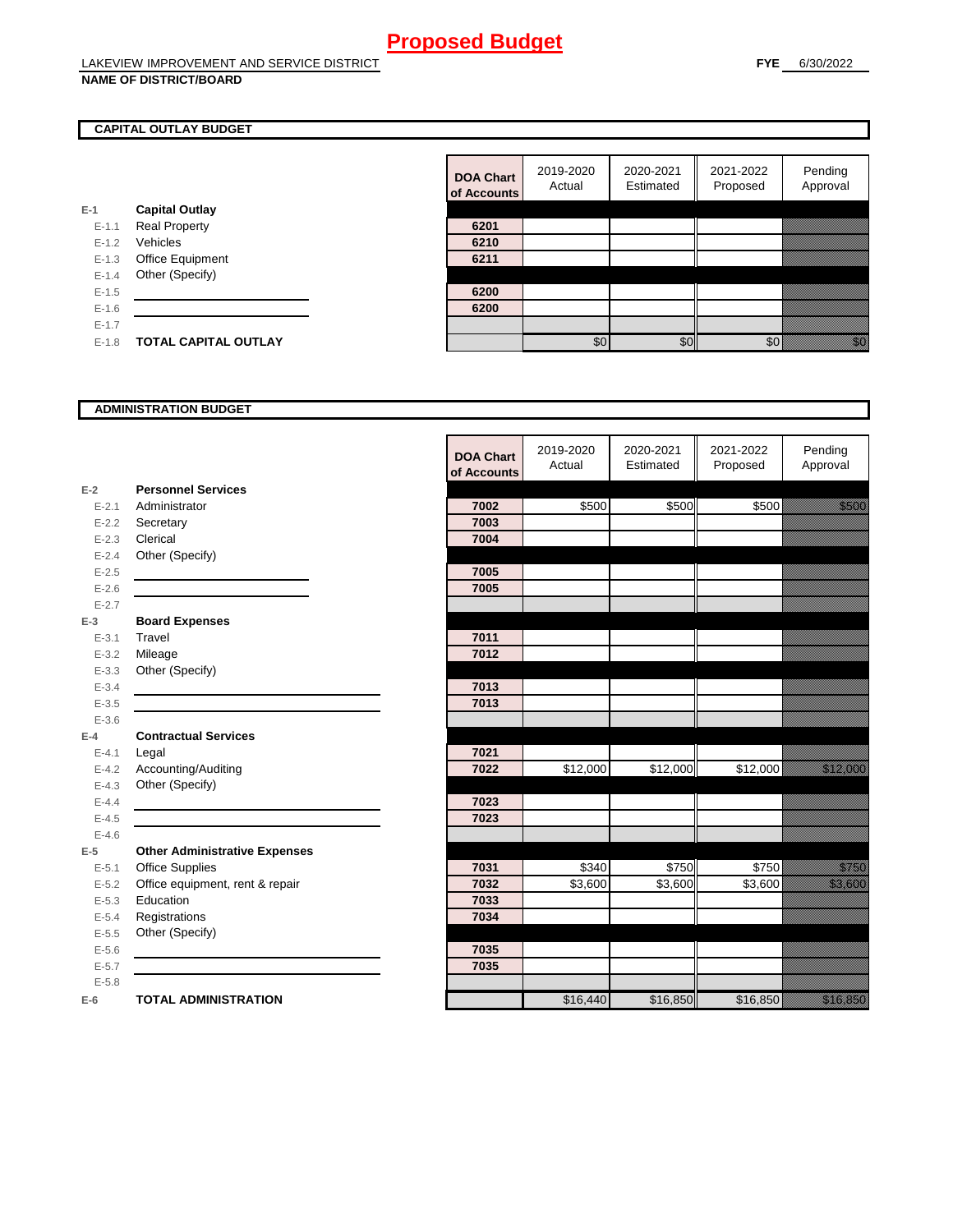# Proposed Budget

LAKEVIEW IMPROVEMENT AND SERVICE DISTRICT
**NAME OF DISTRICT/BOARD**

**FYE** 6/30/2022

## CAPITAL OUTLAY BUDGET

| | | DOA Chart of Accounts | 2019-2020 Actual | 2020-2021 Estimated | 2021-2022 Proposed | Pending Approval |
|---|---|---|---|---|---|---|
| E-1 | **Capital Outlay** | | | | | |
| E-1.1 | Real Property | 6201 | | | | |
| E-1.2 | Vehicles | 6210 | | | | |
| E-1.3 | Office Equipment | 6211 | | | | |
| E-1.4 | Other (Specify) | | | | | |
| E-1.5 | | 6200 | | | | |
| E-1.6 | | 6200 | | | | |
| E-1.7 | | | | | | |
| E-1.8 | **TOTAL CAPITAL OUTLAY** | | $0 | $0 | $0 | $0 |

## ADMINISTRATION BUDGET

| | | DOA Chart of Accounts | 2019-2020 Actual | 2020-2021 Estimated | 2021-2022 Proposed | Pending Approval |
|---|---|---|---|---|---|---|
| E-2 | **Personnel Services** | | | | | |
| E-2.1 | Administrator | 7002 | $500 | $500 | $500 | $500 |
| E-2.2 | Secretary | 7003 | | | | |
| E-2.3 | Clerical | 7004 | | | | |
| E-2.4 | Other (Specify) | | | | | |
| E-2.5 | | 7005 | | | | |
| E-2.6 | | 7005 | | | | |
| E-2.7 | | | | | | |
| E-3 | **Board Expenses** | | | | | |
| E-3.1 | Travel | 7011 | | | | |
| E-3.2 | Mileage | 7012 | | | | |
| E-3.3 | Other (Specify) | | | | | |
| E-3.4 | | 7013 | | | | |
| E-3.5 | | 7013 | | | | |
| E-3.6 | | | | | | |
| E-4 | **Contractual Services** | | | | | |
| E-4.1 | Legal | 7021 | | | | |
| E-4.2 | Accounting/Auditing | 7022 | $12,000 | $12,000 | $12,000 | $12,000 |
| E-4.3 | Other (Specify) | | | | | |
| E-4.4 | | 7023 | | | | |
| E-4.5 | | 7023 | | | | |
| E-4.6 | | | | | | |
| E-5 | **Other Administrative Expenses** | | | | | |
| E-5.1 | Office Supplies | 7031 | $340 | $750 | $750 | $750 |
| E-5.2 | Office equipment, rent & repair | 7032 | $3,600 | $3,600 | $3,600 | $3,600 |
| E-5.3 | Education | 7033 | | | | |
| E-5.4 | Registrations | 7034 | | | | |
| E-5.5 | Other (Specify) | | | | | |
| E-5.6 | | 7035 | | | | |
| E-5.7 | | 7035 | | | | |
| E-5.8 | | | | | | |
| E-6 | **TOTAL ADMINISTRATION** | | $16,440 | $16,850 | $16,850 | $16,850 |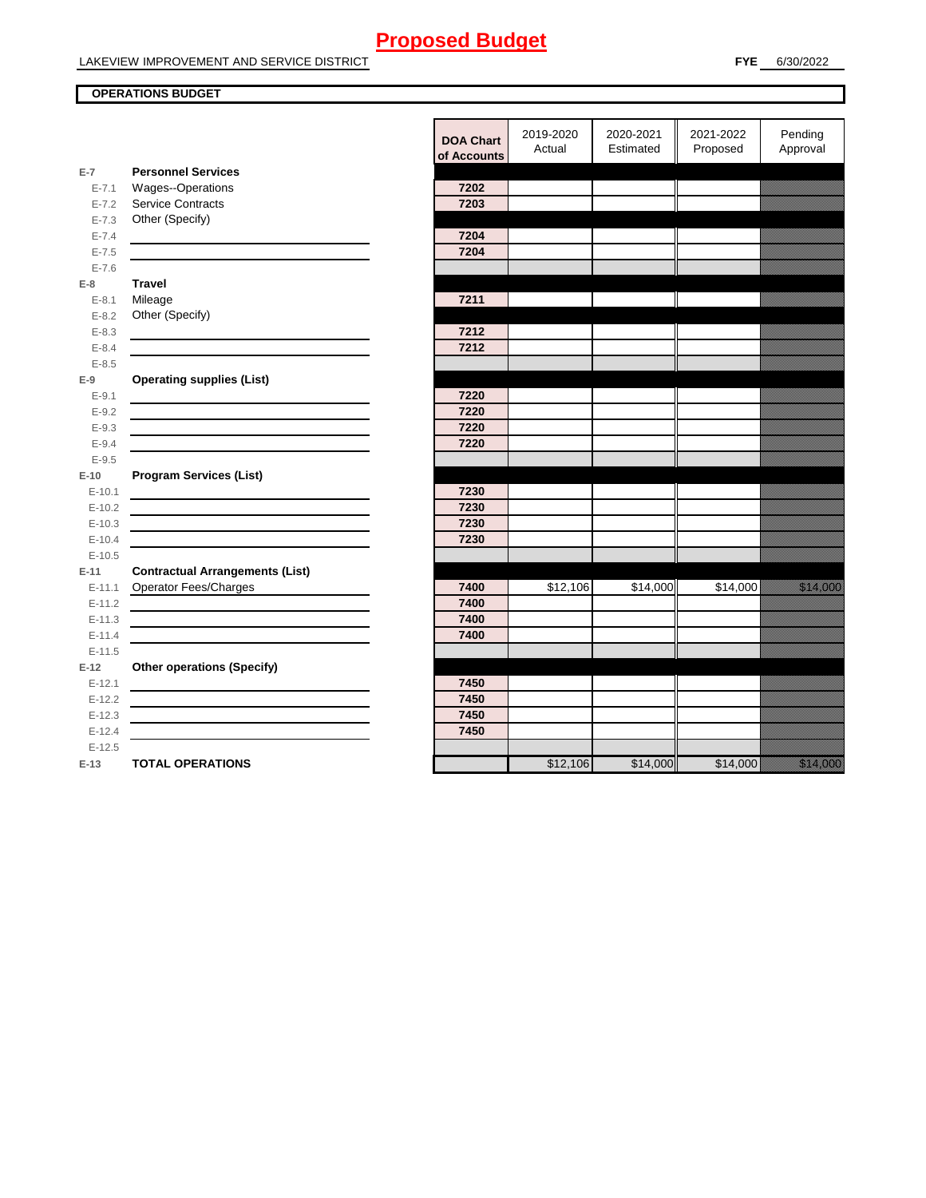# Proposed Budget

LAKEVIEW IMPROVEMENT AND SERVICE DISTRICT **FYE** 6/30/2022

**OPERATIONS BUDGET**

| | | DOA Chart of Accounts | 2019-2020 Actual | 2020-2021 Estimated | 2021-2022 Proposed | Pending Approval |
|---|---|---|---|---|---|---|
| E-7 | **Personnel Services** | | | | | |
| E-7.1 | Wages--Operations | 7202 | | | | |
| E-7.2 | Service Contracts | 7203 | | | | |
| E-7.3 | Other (Specify) | | | | | |
| E-7.4 | | 7204 | | | | |
| E-7.5 | | 7204 | | | | |
| E-7.6 | | | | | | |
| E-8 | **Travel** | | | | | |
| E-8.1 | Mileage | 7211 | | | | |
| E-8.2 | Other (Specify) | | | | | |
| E-8.3 | | 7212 | | | | |
| E-8.4 | | 7212 | | | | |
| E-8.5 | | | | | | |
| E-9 | **Operating supplies (List)** | | | | | |
| E-9.1 | | 7220 | | | | |
| E-9.2 | | 7220 | | | | |
| E-9.3 | | 7220 | | | | |
| E-9.4 | | 7220 | | | | |
| E-9.5 | | | | | | |
| E-10 | **Program Services (List)** | | | | | |
| E-10.1 | | 7230 | | | | |
| E-10.2 | | 7230 | | | | |
| E-10.3 | | 7230 | | | | |
| E-10.4 | | 7230 | | | | |
| E-10.5 | | | | | | |
| E-11 | **Contractual Arrangements (List)** | | | | | |
| E-11.1 | Operator Fees/Charges | 7400 | $12,106 | $14,000 | $14,000 | $14,000 |
| E-11.2 | | 7400 | | | | |
| E-11.3 | | 7400 | | | | |
| E-11.4 | | 7400 | | | | |
| E-11.5 | | | | | | |
| E-12 | **Other operations (Specify)** | | | | | |
| E-12.1 | | 7450 | | | | |
| E-12.2 | | 7450 | | | | |
| E-12.3 | | 7450 | | | | |
| E-12.4 | | 7450 | | | | |
| E-12.5 | | | | | | |
| E-13 | **TOTAL OPERATIONS** | | $12,106 | $14,000 | $14,000 | $14,000 |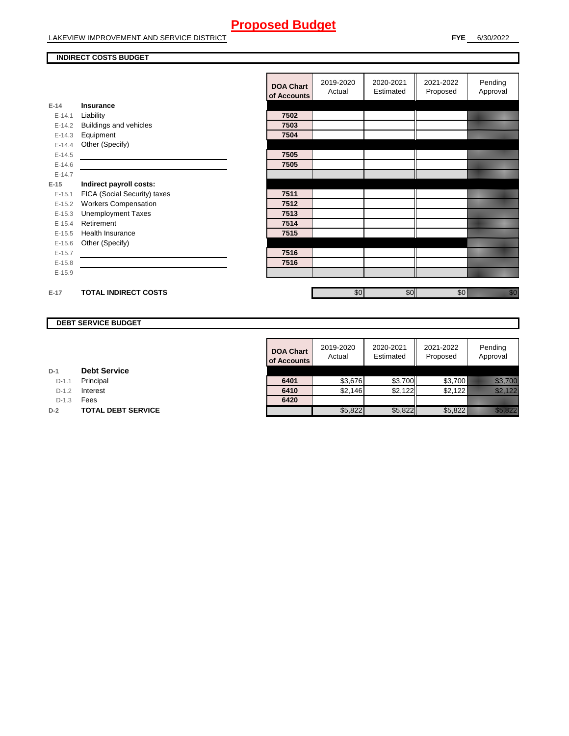# Proposed Budget

LAKEVIEW IMPROVEMENT AND SERVICE DISTRICT

**FYE** 6/30/2022

## INDIRECT COSTS BUDGET

| | | DOA Chart of Accounts | 2019-2020 Actual | 2020-2021 Estimated | 2021-2022 Proposed | Pending Approval |
|---|---|---|---|---|---|---|
| E-14 | **Insurance** | | | | | |
| E-14.1 | Liability | 7502 | | | | |
| E-14.2 | Buildings and vehicles | 7503 | | | | |
| E-14.3 | Equipment | 7504 | | | | |
| E-14.4 | Other (Specify) | | | | | |
| E-14.5 | | 7505 | | | | |
| E-14.6 | | 7505 | | | | |
| E-14.7 | | | | | | |
| E-15 | **Indirect payroll costs:** | | | | | |
| E-15.1 | FICA (Social Security) taxes | 7511 | | | | |
| E-15.2 | Workers Compensation | 7512 | | | | |
| E-15.3 | Unemployment Taxes | 7513 | | | | |
| E-15.4 | Retirement | 7514 | | | | |
| E-15.5 | Health Insurance | 7515 | | | | |
| E-15.6 | Other (Specify) | | | | | |
| E-15.7 | | 7516 | | | | |
| E-15.8 | | 7516 | | | | |
| E-15.9 | | | | | | |
| E-17 | **TOTAL INDIRECT COSTS** | | $0 | $0 | $0 | $0 |

## DEBT SERVICE BUDGET

| | | DOA Chart of Accounts | 2019-2020 Actual | 2020-2021 Estimated | 2021-2022 Proposed | Pending Approval |
|---|---|---|---|---|---|---|
| D-1 | **Debt Service** | | | | | |
| D-1.1 | Principal | 6401 | $3,676 | $3,700 | $3,700 | $3,700 |
| D-1.2 | Interest | 6410 | $2,146 | $2,122 | $2,122 | $2,122 |
| D-1.3 | Fees | 6420 | | | | |
| D-2 | **TOTAL DEBT SERVICE** | | $5,822 | $5,822 | $5,822 | $5,822 |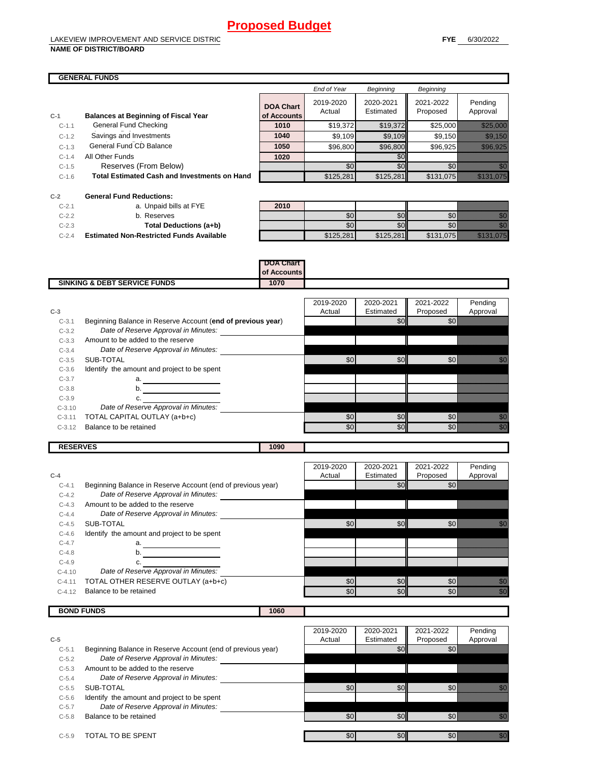# Proposed Budget

LAKEVIEW IMPROVEMENT AND SERVICE DISTRIC

**NAME OF DISTRICT/BOARD**

**FYE** 6/30/2022

## GENERAL FUNDS

| | | DOA Chart of Accounts | End of Year 2019-2020 Actual | Beginning 2020-2021 Estimated | Beginning 2021-2022 Proposed | Pending Approval |
|---|---|---|---|---|---|---|
| **C-1** | **Balances at Beginning of Fiscal Year** | | | | | |
| C-1.1 | General Fund Checking | **1010** | $19,372 | $19,372 | $25,000 | $25,000 |
| C-1.2 | Savings and Investments | **1040** | $9,109 | $9,109 | $9,150 | $9,150 |
| C-1.3 | General Fund CD Balance | **1050** | $96,800 | $96,800 | $96,925 | $96,925 |
| C-1.4 | All Other Funds | **1020** | | $0 | | |
| C-1.5 | Reserves (From Below) | | $0 | $0 | $0 | $0 |
| C-1.6 | **Total Estimated Cash and Investments on Hand** | | $125,281 | $125,281 | $131,075 | $131,075 |
| **C-2** | **General Fund Reductions:** | | | | | |
| C-2.1 | a. Unpaid bills at FYE | **2010** | | | | |
| C-2.2 | b. Reserves | | $0 | $0 | $0 | $0 |
| C-2.3 | **Total Deductions (a+b)** | | $0 | $0 | $0 | $0 |
| C-2.4 | **Estimated Non-Restricted Funds Available** | | $125,281 | $125,281 | $131,075 | $131,075 |

## SINKING & DEBT SERVICE FUNDS — DOA Chart of Accounts 1070

| **C-3** | | 2019-2020 Actual | 2020-2021 Estimated | 2021-2022 Proposed | Pending Approval |
|---|---|---|---|---|---|
| C-3.1 | Beginning Balance in Reserve Account (**end of previous year**) | | $0 | $0 | |
| C-3.2 | *Date of Reserve Approval in Minutes:* | | | | |
| C-3.3 | Amount to be added to the reserve | | | | |
| C-3.4 | *Date of Reserve Approval in Minutes:* | | | | |
| C-3.5 | SUB-TOTAL | $0 | $0 | $0 | $0 |
| C-3.6 | Identify the amount and project to be spent | | | | |
| C-3.7 | a. | | | | |
| C-3.8 | b. | | | | |
| C-3.9 | c. | | | | |
| C-3.10 | *Date of Reserve Approval in Minutes:* | | | | |
| C-3.11 | TOTAL CAPITAL OUTLAY (a+b+c) | $0 | $0 | $0 | $0 |
| C-3.12 | Balance to be retained | $0 | $0 | $0 | $0 |

## RESERVES — 1090

| **C-4** | | 2019-2020 Actual | 2020-2021 Estimated | 2021-2022 Proposed | Pending Approval |
|---|---|---|---|---|---|
| C-4.1 | Beginning Balance in Reserve Account (end of previous year) | | $0 | $0 | |
| C-4.2 | *Date of Reserve Approval in Minutes:* | | | | |
| C-4.3 | Amount to be added to the reserve | | | | |
| C-4.4 | *Date of Reserve Approval in Minutes:* | | | | |
| C-4.5 | SUB-TOTAL | $0 | $0 | $0 | $0 |
| C-4.6 | Identify the amount and project to be spent | | | | |
| C-4.7 | a. | | | | |
| C-4.8 | b. | | | | |
| C-4.9 | c. | | | | |
| C-4.10 | *Date of Reserve Approval in Minutes:* | | | | |
| C-4.11 | TOTAL OTHER RESERVE OUTLAY (a+b+c) | $0 | $0 | $0 | $0 |
| C-4.12 | Balance to be retained | $0 | $0 | $0 | $0 |

## BOND FUNDS — 1060

| **C-5** | | 2019-2020 Actual | 2020-2021 Estimated | 2021-2022 Proposed | Pending Approval |
|---|---|---|---|---|---|
| C-5.1 | Beginning Balance in Reserve Account (end of previous year) | | $0 | $0 | |
| C-5.2 | *Date of Reserve Approval in Minutes:* | | | | |
| C-5.3 | Amount to be added to the reserve | | | | |
| C-5.4 | *Date of Reserve Approval in Minutes:* | | | | |
| C-5.5 | SUB-TOTAL | $0 | $0 | $0 | $0 |
| C-5.6 | Identify the amount and project to be spent | | | | |
| C-5.7 | *Date of Reserve Approval in Minutes:* | | | | |
| C-5.8 | Balance to be retained | $0 | $0 | $0 | $0 |
| C-5.9 | TOTAL TO BE SPENT | $0 | $0 | $0 | $0 |